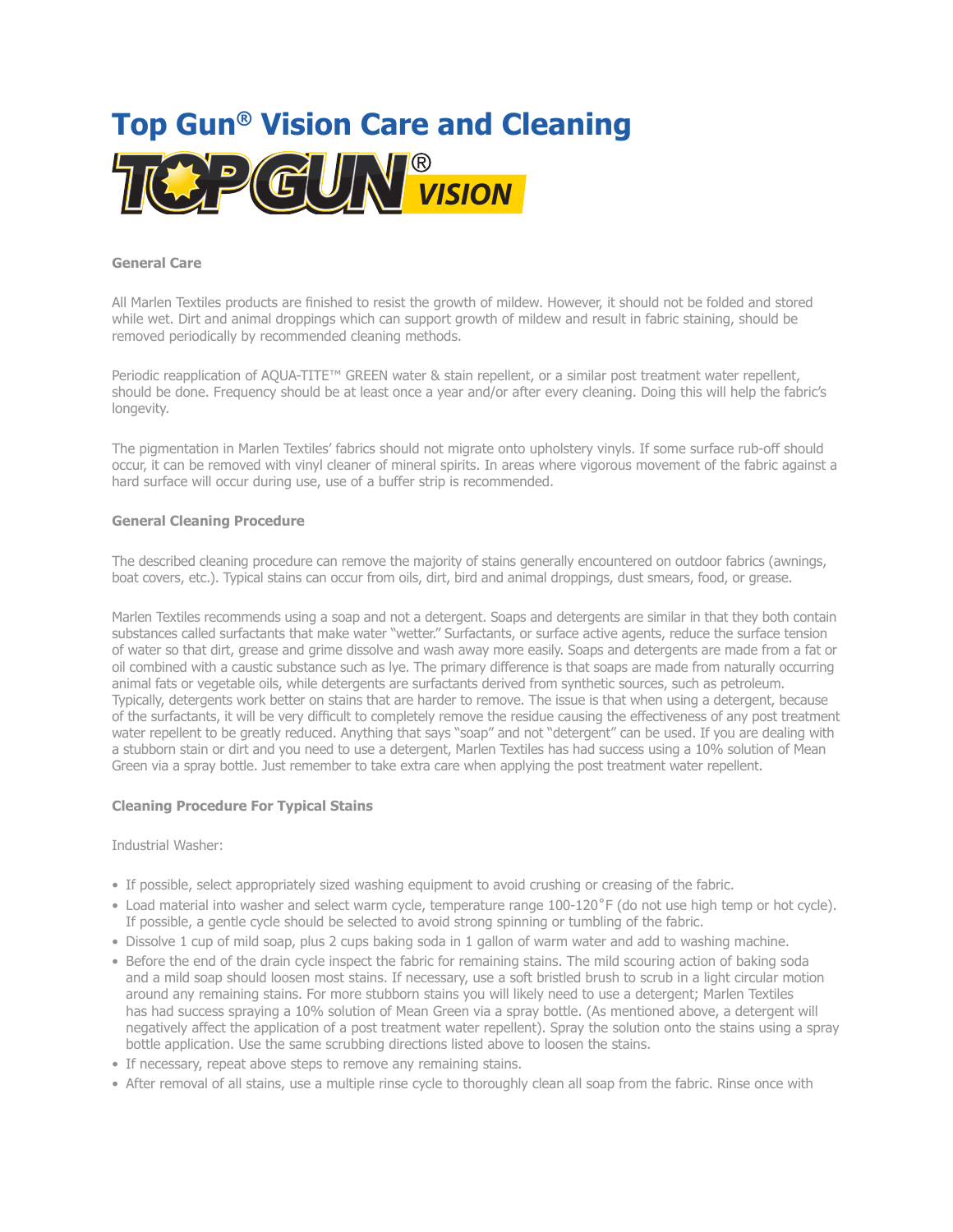# Top Gun® Vision Care and Cleaning

### General Care

All Marlen Textiles products are finished to resist the growth of mildew. However, it should not be folded and stored while wet. Dirt and animal droppings which can support growth of mildew and result in fabric staining, should be removed periodically by recommended cleaning methods.

Periodic reapplication of AQUA-TITE™ GREEN water & stain repellent, or a similar post treatment water repellent, should be done. Frequency should be at least once a year and/or after every cleaning. Doing this will help the fabric's longevity.

The pigmentation in Marlen Textiles' fabrics should not migrate onto upholstery vinyls. If some surface rub-off should occur, it can be removed with vinyl cleaner of mineral spirits. In areas where vigorous movement of the fabric against a hard surface will occur during use, use of a buffer strip is recommended.

### General Cleaning Procedure

The described cleaning procedure can remove the majority of stains generally encountered on outdoor fabrics (awnings, boat covers, etc.). Typical stains can occur from oils, dirt, bird and animal droppings, dust smears, food, or grease.

Marlen Textiles recommends using a soap and not a detergent. Soaps and detergents are similar in that they both contain substances called surfactants that make water "wetter." Surfactants, or surface active agents, reduce the surface tension of water so that dirt, grease and grime dissolve and wash away more easily. Soaps and detergents are made from a fat or oil combined with a caustic substance such as lye. The primary difference is that soaps are made from naturally occurring animal fats or vegetable oils, while detergents are surfactants derived from synthetic sources, such as petroleum. Typically, detergents work better on stains that are harder to remove. The issue is that when using a detergent, because of the surfactants, it will be very difficult to completely remove the residue causing the effectiveness of any post treatment water repellent to be greatly reduced. Anything that says "soap" and not "detergent" can be used. If you are dealing with a stubborn stain or dirt and you need to use a detergent, Marlen Textiles has had success using a 10% solution of Mean Green via a spray bottle. Just remember to take extra care when applying the post treatment water repellent.

### Cleaning Procedure For Typical Stains

Industrial Washer:

- If possible, select appropriately sized washing equipment to avoid crushing or creasing of the fabric.
- Load material into washer and select warm cycle, temperature range 100-120˚F (do not use high temp or hot cycle). If possible, a gentle cycle should be selected to avoid strong spinning or tumbling of the fabric.
- Dissolve 1 cup of mild soap, plus 2 cups baking soda in 1 gallon of warm water and add to washing machine.
- Before the end of the drain cycle inspect the fabric for remaining stains. The mild scouring action of baking soda and a mild soap should loosen most stains. If necessary, use a soft bristled brush to scrub in a light circular motion around any remaining stains. For more stubborn stains you will likely need to use a detergent; Marlen Textiles has had success spraying a 10% solution of Mean Green via a spray bottle. (As mentioned above, a detergent will negatively affect the application of a post treatment water repellent). Spray the solution onto the stains using a spray bottle application. Use the same scrubbing directions listed above to loosen the stains.
- If necessary, repeat above steps to remove any remaining stains.
- After removal of all stains, use a multiple rinse cycle to thoroughly clean all soap from the fabric. Rinse once with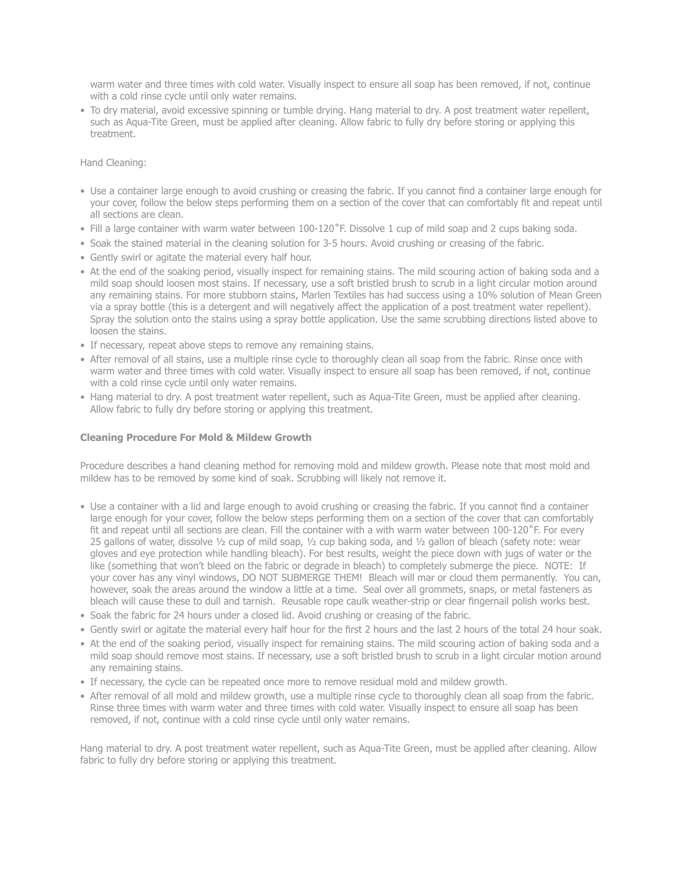warm water and three times with cold water. Visually inspect to ensure all soap has been removed, if not, continue with a cold rinse cycle until only water remains.

- To dry material, avoid excessive spinning or tumble drying. Hang material to dry. A post treatment water repellent, such as Aqua-Tite Green, must be applied after cleaning. Allow fabric to fully dry before storing or applying this treatment.

Hand Cleaning:

- Use a container large enough to avoid crushing or creasing the fabric. If you cannot find a container large enough for your cover, follow the below steps performing them on a section of the cover that can comfortably fit and repeat until all sections are clean.
- Fill a large container with warm water between 100-120˚F. Dissolve 1 cup of mild soap and 2 cups baking soda.
- Soak the stained material in the cleaning solution for 3-5 hours. Avoid crushing or creasing of the fabric.
- Gently swirl or agitate the material every half hour.
- At the end of the soaking period, visually inspect for remaining stains. The mild scouring action of baking soda and a mild soap should loosen most stains. If necessary, use a soft bristled brush to scrub in a light circular motion around any remaining stains. For more stubborn stains, Marlen Textiles has had success using a 10% solution of Mean Green via a spray bottle (this is a detergent and will negatively affect the application of a post treatment water repellent). Spray the solution onto the stains using a spray bottle application. Use the same scrubbing directions listed above to loosen the stains.
- If necessary, repeat above steps to remove any remaining stains.
- After removal of all stains, use a multiple rinse cycle to thoroughly clean all soap from the fabric. Rinse once with warm water and three times with cold water. Visually inspect to ensure all soap has been removed, if not, continue with a cold rinse cycle until only water remains.
- Hang material to dry. A post treatment water repellent, such as Aqua-Tite Green, must be applied after cleaning. Allow fabric to fully dry before storing or applying this treatment.

**Cleaning Procedure For Mold & Mildew Growth**

Procedure describes a hand cleaning method for removing mold and mildew growth. Please note that most mold and mildew has to be removed by some kind of soak. Scrubbing will likely not remove it.

- Use a container with a lid and large enough to avoid crushing or creasing the fabric. If you cannot find a container large enough for your cover, follow the below steps performing them on a section of the cover that can comfortably fit and repeat until all sections are clean. Fill the container with a with warm water between 100-120˚F. For every 25 gallons of water, dissolve ½ cup of mild soap, ½ cup baking soda, and ½ gallon of bleach (safety note: wear gloves and eye protection while handling bleach). For best results, weight the piece down with jugs of water or the like (something that won't bleed on the fabric or degrade in bleach) to completely submerge the piece. NOTE: If your cover has any vinyl windows, DO NOT SUBMERGE THEM! Bleach will mar or cloud them permanently. You can, however, soak the areas around the window a little at a time. Seal over all grommets, snaps, or metal fasteners as bleach will cause these to dull and tarnish. Reusable rope caulk weather-strip or clear fingernail polish works best.
- Soak the fabric for 24 hours under a closed lid. Avoid crushing or creasing of the fabric.
- Gently swirl or agitate the material every half hour for the first 2 hours and the last 2 hours of the total 24 hour soak.
- At the end of the soaking period, visually inspect for remaining stains. The mild scouring action of baking soda and a mild soap should remove most stains. If necessary, use a soft bristled brush to scrub in a light circular motion around any remaining stains.
- If necessary, the cycle can be repeated once more to remove residual mold and mildew growth.
- After removal of all mold and mildew growth, use a multiple rinse cycle to thoroughly clean all soap from the fabric. Rinse three times with warm water and three times with cold water. Visually inspect to ensure all soap has been removed, if not, continue with a cold rinse cycle until only water remains.

Hang material to dry. A post treatment water repellent, such as Aqua-Tite Green, must be applied after cleaning. Allow fabric to fully dry before storing or applying this treatment.